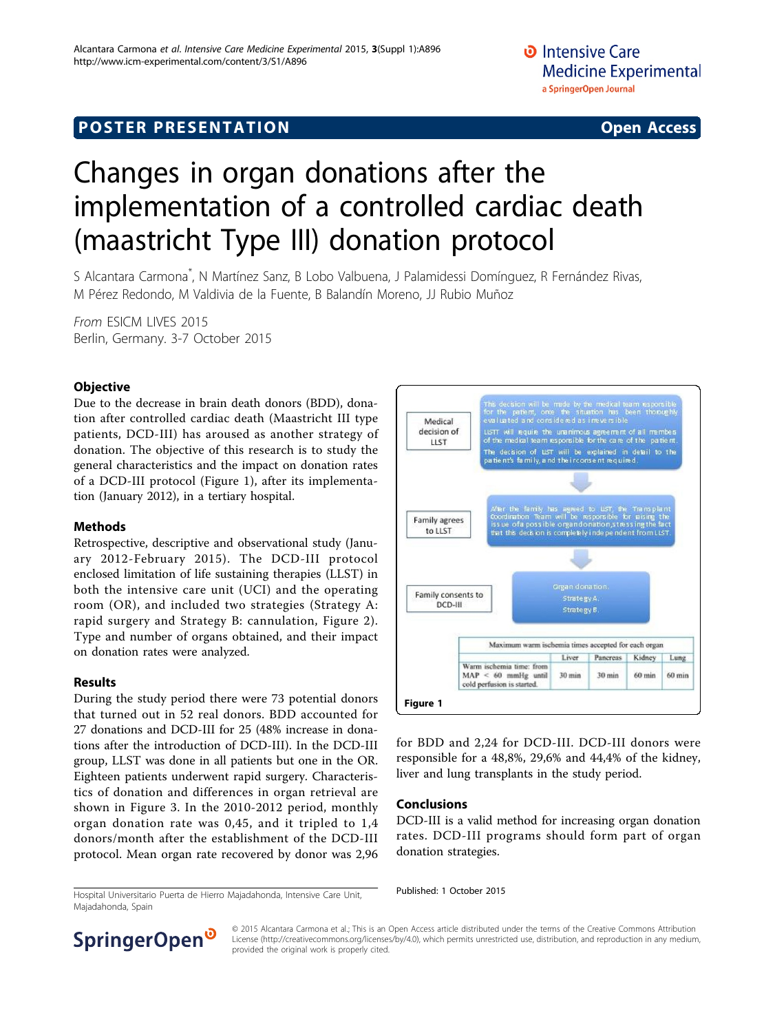POSTER PRESENTATION — Open Access

# Changes in organ donations after the implementation of a controlled cardiac death (maastricht Type III) donation protocol

S Alcantara Carmona*, N Martínez Sanz, B Lobo Valbuena, J Palamidessi Domínguez, R Fernández Rivas, M Pérez Redondo, M Valdivia de la Fuente, B Balandín Moreno, JJ Rubio Muñoz

*From* ESICM LIVES 2015
Berlin, Germany. 3-7 October 2015

## Objective

Due to the decrease in brain death donors (BDD), donation after controlled cardiac death (Maastricht III type patients, DCD-III) has aroused as another strategy of donation. The objective of this research is to study the general characteristics and the impact on donation rates of a DCD-III protocol (Figure 1), after its implementation (January 2012), in a tertiary hospital.

## Methods

Retrospective, descriptive and observational study (January 2012-February 2015). The DCD-III protocol enclosed limitation of life sustaining therapies (LLST) in both the intensive care unit (UCI) and the operating room (OR), and included two strategies (Strategy A: rapid surgery and Strategy B: cannulation, Figure 2). Type and number of organs obtained, and their impact on donation rates were analyzed.

## Results

During the study period there were 73 potential donors that turned out in 52 real donors. BDD accounted for 27 donations and DCD-III for 25 (48% increase in donations after the introduction of DCD-III). In the DCD-III group, LLST was done in all patients but one in the OR. Eighteen patients underwent rapid surgery. Characteristics of donation and differences in organ retrieval are shown in Figure 3. In the 2010-2012 period, monthly organ donation rate was 0,45, and it tripled to 1,4 donors/month after the establishment of the DCD-III protocol. Mean organ rate recovered by donor was 2,96 for BDD and 2,24 for DCD-III. DCD-III donors were responsible for a 48,8%, 29,6% and 44,4% of the kidney, liver and lung transplants in the study period.

**Medical decision of LLST**
- This decision will be made by the medical team responsible for the patient, once the situation has been thoroughly evaluated and considered as irreversible.
- LLST will require the unanimous agreement of all members of the medical team responsible for the care of the patient.
- The decision of LLST will be explained in detail to the patient's family, and their consent required.

**Family agrees to LLST**
- After the family has agreed to LLST, the Transplant Coordination Team will be responsible for raising the issue of a possible organ donation, stressing the fact that this decision is completely independent from LLST.

**Family consents to DCD-III**
- Organ donation. Strategy A. Strategy B.

| Maximum warm ischemia times accepted for each organ | | | | |
|---|---|---|---|---|
| | Liver | Pancreas | Kidney | Lung |
| Warm ischemia time: from MAP < 60 mmHg until cold perfusion is started. | 30 min | 30 min | 60 min | 60 min |

Figure 1

## Conclusions

DCD-III is a valid method for increasing organ donation rates. DCD-III programs should form part of organ donation strategies.

Hospital Universitario Puerta de Hierro Majadahonda, Intensive Care Unit, Majadahonda, Spain

Published: 1 October 2015

© 2015 Alcantara Carmona et al.; This is an Open Access article distributed under the terms of the Creative Commons Attribution License (http://creativecommons.org/licenses/by/4.0), which permits unrestricted use, distribution, and reproduction in any medium, provided the original work is properly cited.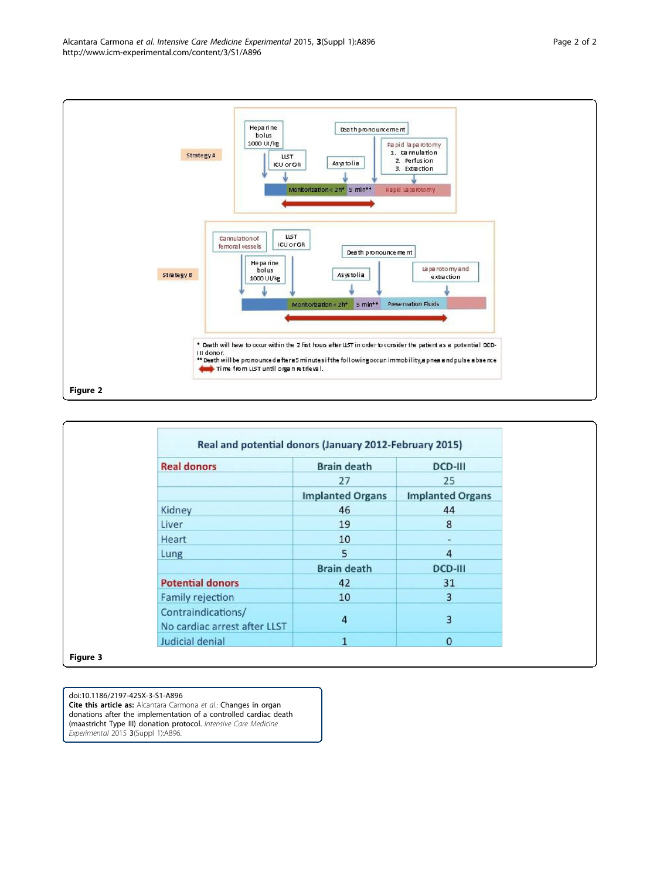Strategy A

Heparine bolus 1000 UI/kg

LLST ICU or OR

Asystolia

Death pronouncement

Rapid laparotomy
1. Cannulation
2. Perfusion
3. Extraction

Monitorization < 2h* | 5 min** | Rapid laparotomy

Strategy B

Cannulation of femoral vessels

LLST ICU or OR

Heparine bolus 1000 UI/kg

Asystolia

Death pronouncement

Laparotomy and extraction

Monitorization < 2h* | 5 min** | Preservation Fluids

* Death will have to occur within the 2 fist hours after LLST in order to consider the patient as a potential DCD-III donor.
** Death will be pronounced after a 5 minutes if the following occur: immobility, apnea and pulse absence
Time from LLST until organ retrieval.

**Figure 2**

| Real and potential donors (January 2012-February 2015) | | |
|---|---|---|
| **Real donors** | **Brain death** | **DCD-III** |
| | 27 | 25 |
| | **Implanted Organs** | **Implanted Organs** |
| Kidney | 46 | 44 |
| Liver | 19 | 8 |
| Heart | 10 | - |
| Lung | 5 | 4 |
| | **Brain death** | **DCD-III** |
| **Potential donors** | 42 | 31 |
| Family rejection | 10 | 3 |
| Contraindications/ No cardiac arrest after LLST | 4 | 3 |
| Judicial denial | 1 | 0 |

**Figure 3**

doi:10.1186/2197-425X-3-S1-A896
**Cite this article as:** Alcantara Carmona *et al.*: Changes in organ donations after the implementation of a controlled cardiac death (maastricht Type III) donation protocol. *Intensive Care Medicine Experimental* 2015 **3**(Suppl 1):A896.